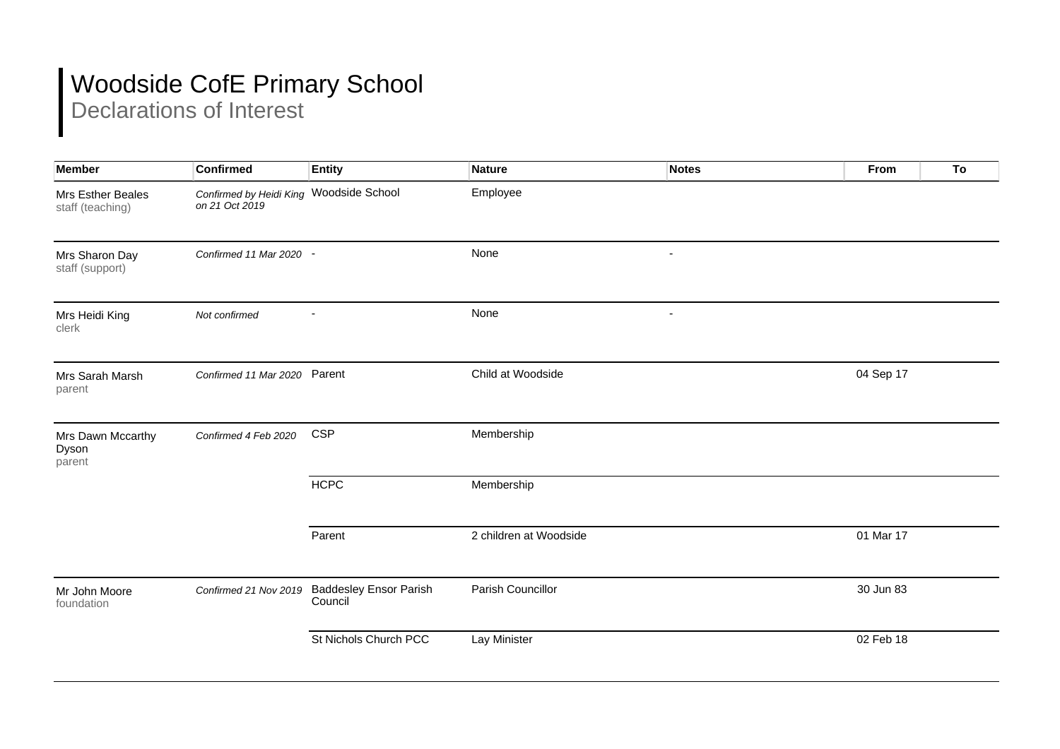# Woodside CofE Primary School

## Declarations of Interest

| Member | Confirmed | Entity | Nature | Notes | From | To |
|---|---|---|---|---|---|---|
| Mrs Esther Beales<br>staff (teaching) | *Confirmed by Heidi King on 21 Oct 2019* | Woodside School | Employee | | | |
| Mrs Sharon Day<br>staff (support) | *Confirmed 11 Mar 2020* | - | None | - | | |
| Mrs Heidi King<br>clerk | *Not confirmed* | - | None | - | | |
| Mrs Sarah Marsh<br>parent | *Confirmed 11 Mar 2020* | Parent | Child at Woodside | | 04 Sep 17 | |
| Mrs Dawn Mccarthy Dyson<br>parent | *Confirmed 4 Feb 2020* | CSP | Membership | | | |
| | | HCPC | Membership | | | |
| | | Parent | 2 children at Woodside | | 01 Mar 17 | |
| Mr John Moore<br>foundation | *Confirmed 21 Nov 2019* | Baddesley Ensor Parish Council | Parish Councillor | | 30 Jun 83 | |
| | | St Nichols Church PCC | Lay Minister | | 02 Feb 18 | |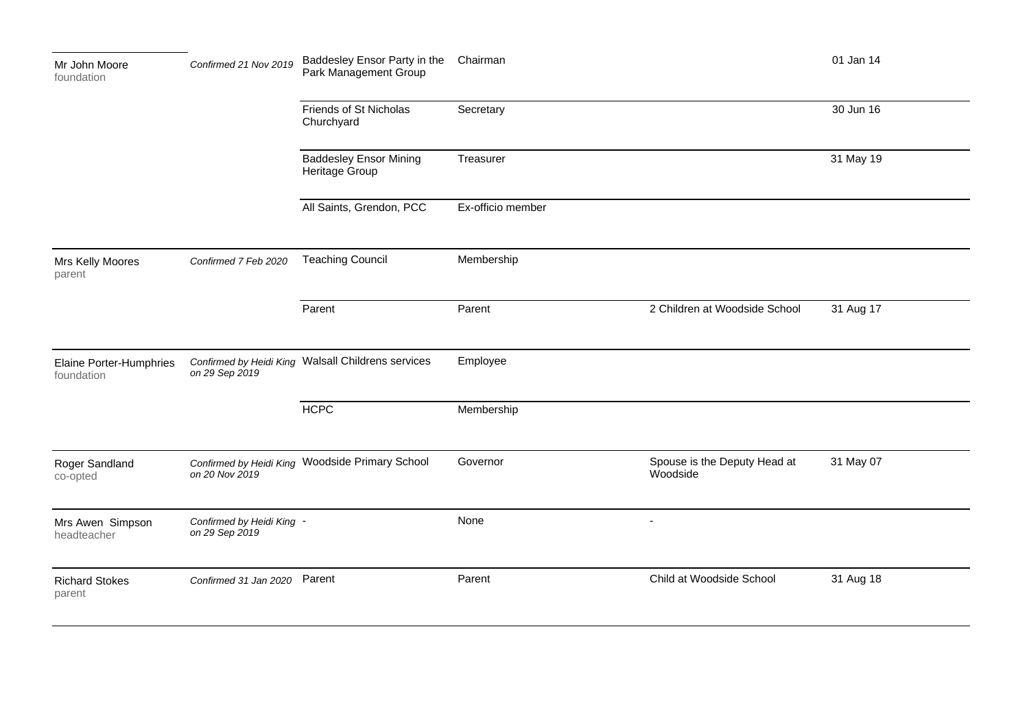| Name | Confirmed | Organisation | Role | Notes | Date |
|---|---|---|---|---|---|
| Mr John Moore<br>foundation | *Confirmed 21 Nov 2019* | Baddesley Ensor Party in the Park Management Group | Chairman | | 01 Jan 14 |
| | | Friends of St Nicholas Churchyard | Secretary | | 30 Jun 16 |
| | | Baddesley Ensor Mining Heritage Group | Treasurer | | 31 May 19 |
| | | All Saints, Grendon, PCC | Ex-officio member | | |
| Mrs Kelly Moores<br>parent | *Confirmed 7 Feb 2020* | Teaching Council | Membership | | |
| | | Parent | Parent | 2 Children at Woodside School | 31 Aug 17 |
| Elaine Porter-Humphries<br>foundation | *Confirmed by Heidi King on 29 Sep 2019* | Walsall Childrens services | Employee | | |
| | | HCPC | Membership | | |
| Roger Sandland<br>co-opted | *Confirmed by Heidi King on 20 Nov 2019* | Woodside Primary School | Governor | Spouse is the Deputy Head at Woodside | 31 May 07 |
| Mrs Awen Simpson<br>headteacher | *Confirmed by Heidi King on 29 Sep 2019* | - | None | - | |
| Richard Stokes<br>parent | *Confirmed 31 Jan 2020* | Parent | Parent | Child at Woodside School | 31 Aug 18 |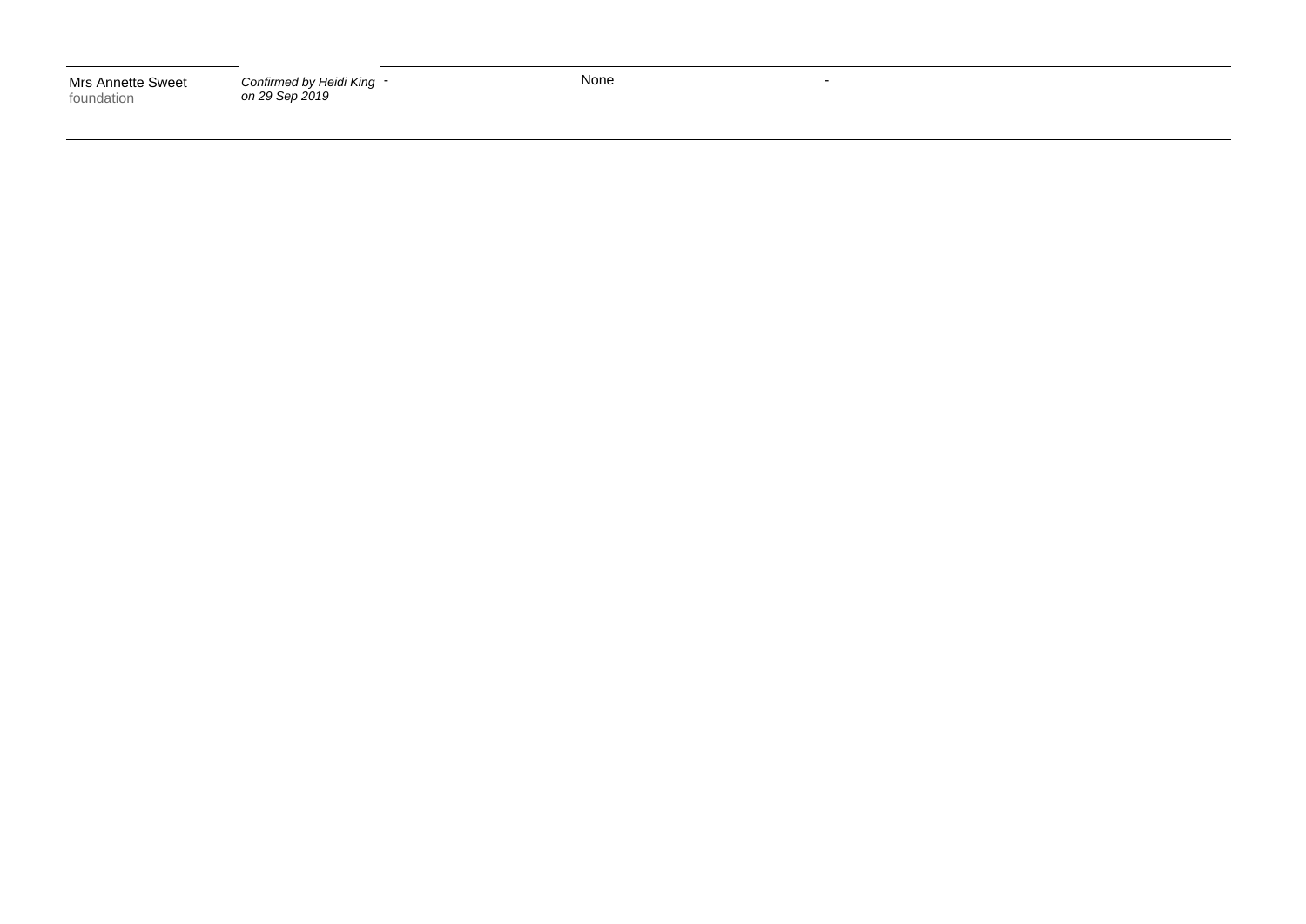| | | | | |
|---|---|---|---|---|
| Mrs Annette Sweet<br>foundation | *Confirmed by Heidi King on 29 Sep 2019* | - | None | - |